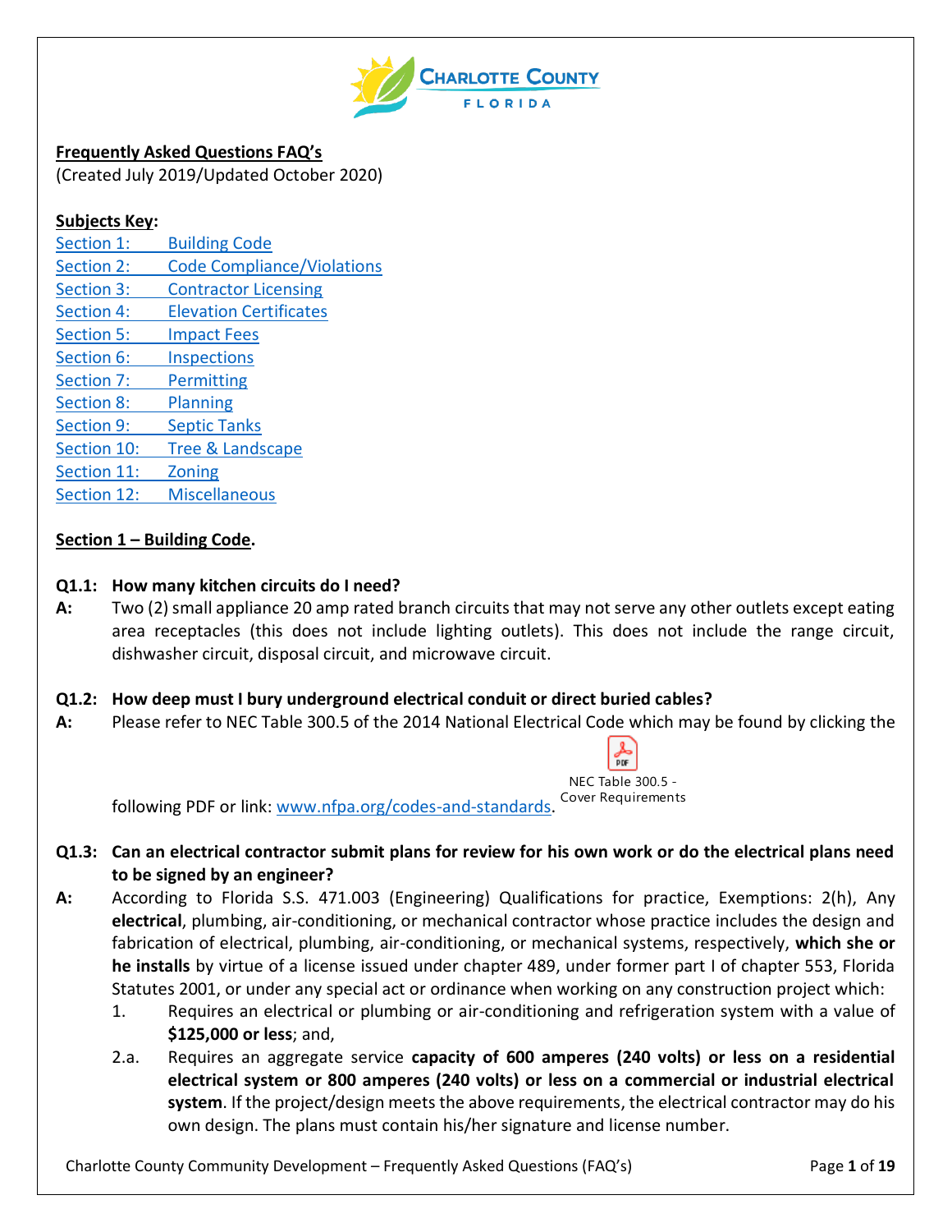**Frequently Asked Questions FAQ's**
(Created July 2019/Updated October 2020)

**Subjects Key:**

- Section 1: Building Code
- Section 2: Code Compliance/Violations
- Section 3: Contractor Licensing
- Section 4: Elevation Certificates
- Section 5: Impact Fees
- Section 6: Inspections
- Section 7: Permitting
- Section 8: Planning
- Section 9: Septic Tanks
- Section 10: Tree & Landscape
- Section 11: Zoning
- Section 12: Miscellaneous

## Section 1 – Building Code.

**Q1.1: How many kitchen circuits do I need?**

**A:** Two (2) small appliance 20 amp rated branch circuits that may not serve any other outlets except eating area receptacles (this does not include lighting outlets). This does not include the range circuit, dishwasher circuit, disposal circuit, and microwave circuit.

**Q1.2: How deep must I bury underground electrical conduit or direct buried cables?**

**A:** Please refer to NEC Table 300.5 of the 2014 National Electrical Code which may be found by clicking the following PDF or link: www.nfpa.org/codes-and-standards.

NEC Table 300.5 - Cover Requirements

**Q1.3: Can an electrical contractor submit plans for review for his own work or do the electrical plans need to be signed by an engineer?**

**A:** According to Florida S.S. 471.003 (Engineering) Qualifications for practice, Exemptions: 2(h), Any **electrical**, plumbing, air-conditioning, or mechanical contractor whose practice includes the design and fabrication of electrical, plumbing, air-conditioning, or mechanical systems, respectively, **which she or he installs** by virtue of a license issued under chapter 489, under former part I of chapter 553, Florida Statutes 2001, or under any special act or ordinance when working on any construction project which:

1. Requires an electrical or plumbing or air-conditioning and refrigeration system with a value of **$125,000 or less**; and,

2.a. Requires an aggregate service **capacity of 600 amperes (240 volts) or less on a residential electrical system or 800 amperes (240 volts) or less on a commercial or industrial electrical system**. If the project/design meets the above requirements, the electrical contractor may do his own design. The plans must contain his/her signature and license number.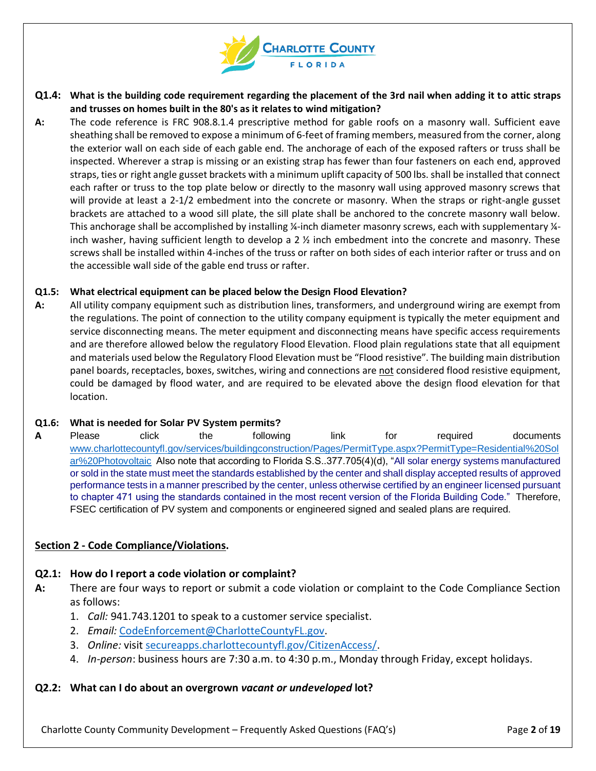**Q1.4: What is the building code requirement regarding the placement of the 3rd nail when adding it to attic straps and trusses on homes built in the 80's as it relates to wind mitigation?**

**A:** The code reference is FRC 908.8.1.4 prescriptive method for gable roofs on a masonry wall. Sufficient eave sheathing shall be removed to expose a minimum of 6-feet of framing members, measured from the corner, along the exterior wall on each side of each gable end. The anchorage of each of the exposed rafters or truss shall be inspected. Wherever a strap is missing or an existing strap has fewer than four fasteners on each end, approved straps, ties or right angle gusset brackets with a minimum uplift capacity of 500 lbs. shall be installed that connect each rafter or truss to the top plate below or directly to the masonry wall using approved masonry screws that will provide at least a 2-1/2 embedment into the concrete or masonry. When the straps or right-angle gusset brackets are attached to a wood sill plate, the sill plate shall be anchored to the concrete masonry wall below. This anchorage shall be accomplished by installing ¼-inch diameter masonry screws, each with supplementary ¼-inch washer, having sufficient length to develop a 2 ½ inch embedment into the concrete and masonry. These screws shall be installed within 4-inches of the truss or rafter on both sides of each interior rafter or truss and on the accessible wall side of the gable end truss or rafter.

**Q1.5: What electrical equipment can be placed below the Design Flood Elevation?**

**A:** All utility company equipment such as distribution lines, transformers, and underground wiring are exempt from the regulations. The point of connection to the utility company equipment is typically the meter equipment and service disconnecting means. The meter equipment and disconnecting means have specific access requirements and are therefore allowed below the regulatory Flood Elevation. Flood plain regulations state that all equipment and materials used below the Regulatory Flood Elevation must be "Flood resistive". The building main distribution panel boards, receptacles, boxes, switches, wiring and connections are not considered flood resistive equipment, could be damaged by flood water, and are required to be elevated above the design flood elevation for that location.

**Q1.6: What is needed for Solar PV System permits?**

**A** Please click the following link for required documents www.charlottecountyfl.gov/services/buildingconstruction/Pages/PermitType.aspx?PermitType=Residential%20Solar%20Photovoltaic Also note that according to Florida S.S..377.705(4)(d), "All solar energy systems manufactured or sold in the state must meet the standards established by the center and shall display accepted results of approved performance tests in a manner prescribed by the center, unless otherwise certified by an engineer licensed pursuant to chapter 471 using the standards contained in the most recent version of the Florida Building Code." Therefore, FSEC certification of PV system and components or engineered signed and sealed plans are required.

## Section 2 - Code Compliance/Violations.

**Q2.1: How do I report a code violation or complaint?**

**A:** There are four ways to report or submit a code violation or complaint to the Code Compliance Section as follows:

1. *Call:* 941.743.1201 to speak to a customer service specialist.
2. *Email:* CodeEnforcement@CharlotteCountyFL.gov.
3. *Online:* visit secureapps.charlottecountyfl.gov/CitizenAccess/.
4. *In-person*: business hours are 7:30 a.m. to 4:30 p.m., Monday through Friday, except holidays.

**Q2.2: What can I do about an overgrown *vacant or undeveloped* lot?**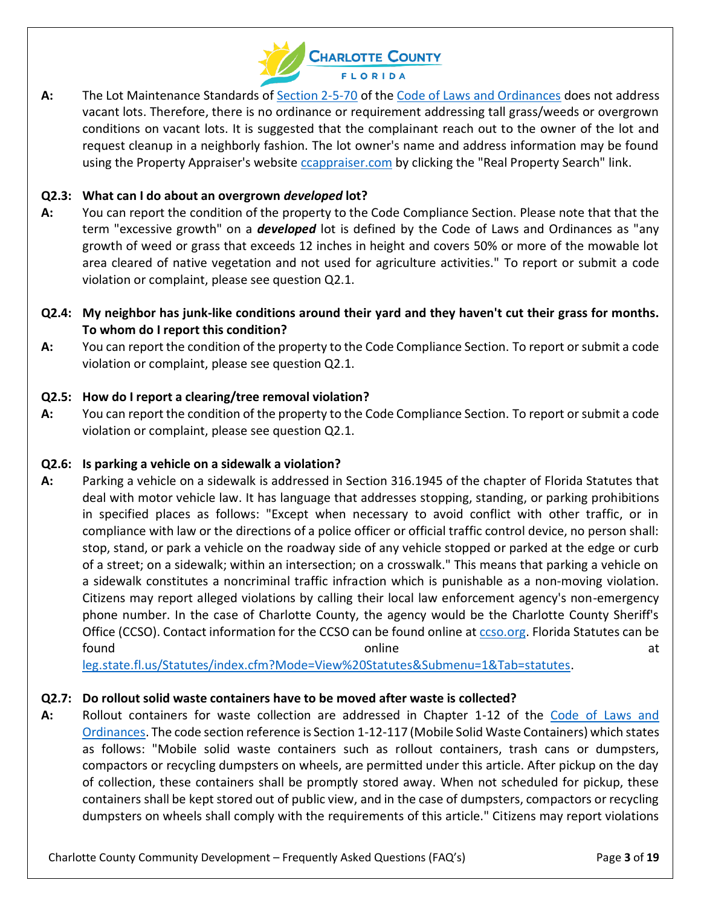**A:** The Lot Maintenance Standards of Section 2-5-70 of the Code of Laws and Ordinances does not address vacant lots. Therefore, there is no ordinance or requirement addressing tall grass/weeds or overgrown conditions on vacant lots. It is suggested that the complainant reach out to the owner of the lot and request cleanup in a neighborly fashion. The lot owner's name and address information may be found using the Property Appraiser's website ccappraiser.com by clicking the "Real Property Search" link.

**Q2.3: What can I do about an overgrown *developed* lot?**

**A:** You can report the condition of the property to the Code Compliance Section. Please note that that the term "excessive growth" on a ***developed*** lot is defined by the Code of Laws and Ordinances as "any growth of weed or grass that exceeds 12 inches in height and covers 50% or more of the mowable lot area cleared of native vegetation and not used for agriculture activities." To report or submit a code violation or complaint, please see question Q2.1.

**Q2.4: My neighbor has junk-like conditions around their yard and they haven't cut their grass for months. To whom do I report this condition?**

**A:** You can report the condition of the property to the Code Compliance Section. To report or submit a code violation or complaint, please see question Q2.1.

**Q2.5: How do I report a clearing/tree removal violation?**

**A:** You can report the condition of the property to the Code Compliance Section. To report or submit a code violation or complaint, please see question Q2.1.

**Q2.6: Is parking a vehicle on a sidewalk a violation?**

**A:** Parking a vehicle on a sidewalk is addressed in Section 316.1945 of the chapter of Florida Statutes that deal with motor vehicle law. It has language that addresses stopping, standing, or parking prohibitions in specified places as follows: "Except when necessary to avoid conflict with other traffic, or in compliance with law or the directions of a police officer or official traffic control device, no person shall: stop, stand, or park a vehicle on the roadway side of any vehicle stopped or parked at the edge or curb of a street; on a sidewalk; within an intersection; on a crosswalk." This means that parking a vehicle on a sidewalk constitutes a noncriminal traffic infraction which is punishable as a non-moving violation. Citizens may report alleged violations by calling their local law enforcement agency's non-emergency phone number. In the case of Charlotte County, the agency would be the Charlotte County Sheriff's Office (CCSO). Contact information for the CCSO can be found online at ccso.org. Florida Statutes can be found online at leg.state.fl.us/Statutes/index.cfm?Mode=View%20Statutes&Submenu=1&Tab=statutes.

**Q2.7: Do rollout solid waste containers have to be moved after waste is collected?**

**A:** Rollout containers for waste collection are addressed in Chapter 1-12 of the Code of Laws and Ordinances. The code section reference is Section 1-12-117 (Mobile Solid Waste Containers) which states as follows: "Mobile solid waste containers such as rollout containers, trash cans or dumpsters, compactors or recycling dumpsters on wheels, are permitted under this article. After pickup on the day of collection, these containers shall be promptly stored away. When not scheduled for pickup, these containers shall be kept stored out of public view, and in the case of dumpsters, compactors or recycling dumpsters on wheels shall comply with the requirements of this article." Citizens may report violations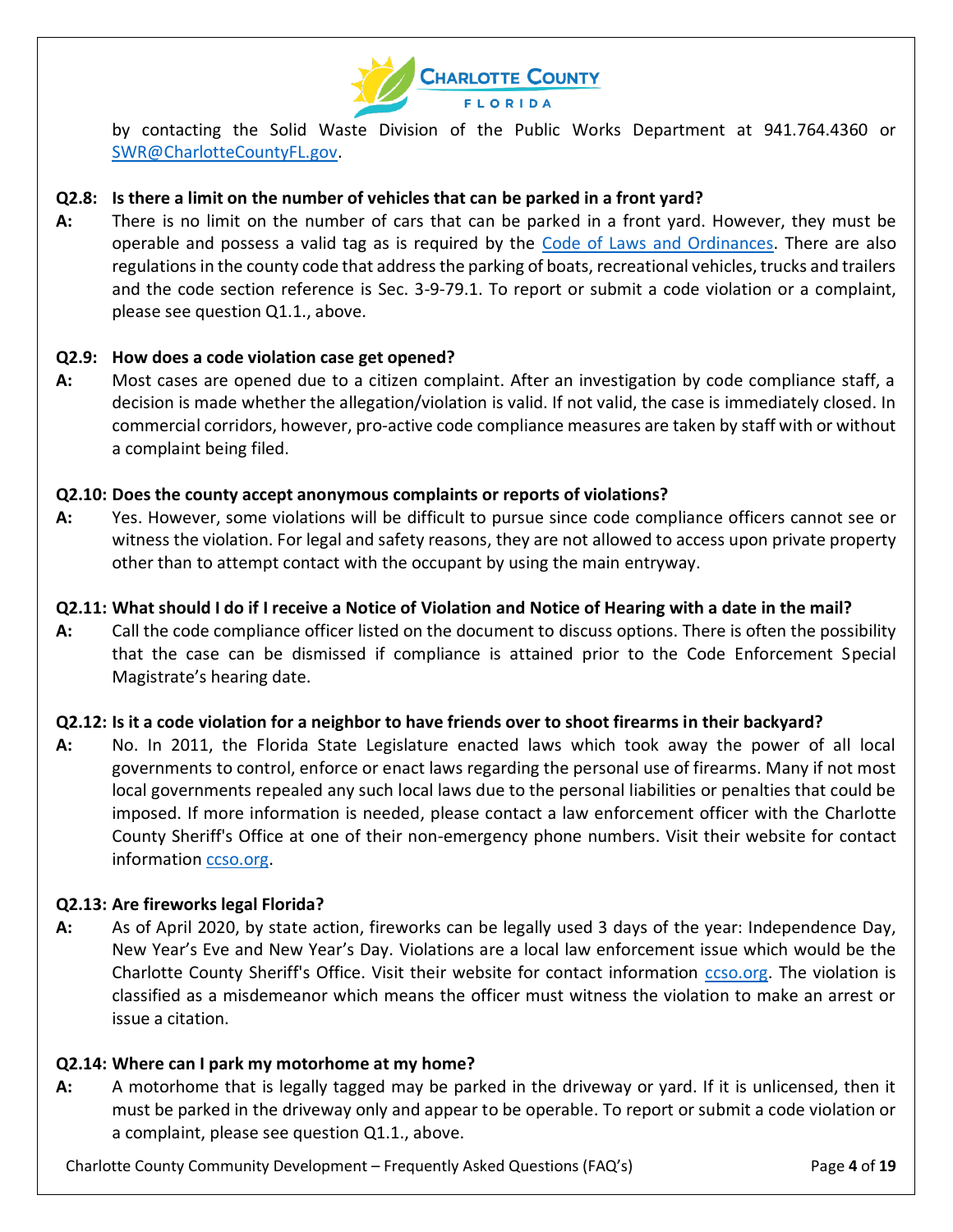by contacting the Solid Waste Division of the Public Works Department at 941.764.4360 or [SWR@CharlotteCountyFL.gov](mailto:SWR@CharlotteCountyFL.gov).

**Q2.8: Is there a limit on the number of vehicles that can be parked in a front yard?**

**A:** There is no limit on the number of cars that can be parked in a front yard. However, they must be operable and possess a valid tag as is required by the Code of Laws and Ordinances. There are also regulations in the county code that address the parking of boats, recreational vehicles, trucks and trailers and the code section reference is Sec. 3-9-79.1. To report or submit a code violation or a complaint, please see question Q1.1., above.

**Q2.9: How does a code violation case get opened?**

**A:** Most cases are opened due to a citizen complaint. After an investigation by code compliance staff, a decision is made whether the allegation/violation is valid. If not valid, the case is immediately closed. In commercial corridors, however, pro-active code compliance measures are taken by staff with or without a complaint being filed.

**Q2.10: Does the county accept anonymous complaints or reports of violations?**

**A:** Yes. However, some violations will be difficult to pursue since code compliance officers cannot see or witness the violation. For legal and safety reasons, they are not allowed to access upon private property other than to attempt contact with the occupant by using the main entryway.

**Q2.11: What should I do if I receive a Notice of Violation and Notice of Hearing with a date in the mail?**

**A:** Call the code compliance officer listed on the document to discuss options. There is often the possibility that the case can be dismissed if compliance is attained prior to the Code Enforcement Special Magistrate's hearing date.

**Q2.12: Is it a code violation for a neighbor to have friends over to shoot firearms in their backyard?**

**A:** No. In 2011, the Florida State Legislature enacted laws which took away the power of all local governments to control, enforce or enact laws regarding the personal use of firearms. Many if not most local governments repealed any such local laws due to the personal liabilities or penalties that could be imposed. If more information is needed, please contact a law enforcement officer with the Charlotte County Sheriff's Office at one of their non-emergency phone numbers. Visit their website for contact information ccso.org.

**Q2.13: Are fireworks legal Florida?**

**A:** As of April 2020, by state action, fireworks can be legally used 3 days of the year: Independence Day, New Year's Eve and New Year's Day. Violations are a local law enforcement issue which would be the Charlotte County Sheriff's Office. Visit their website for contact information ccso.org. The violation is classified as a misdemeanor which means the officer must witness the violation to make an arrest or issue a citation.

**Q2.14: Where can I park my motorhome at my home?**

**A:** A motorhome that is legally tagged may be parked in the driveway or yard. If it is unlicensed, then it must be parked in the driveway only and appear to be operable. To report or submit a code violation or a complaint, please see question Q1.1., above.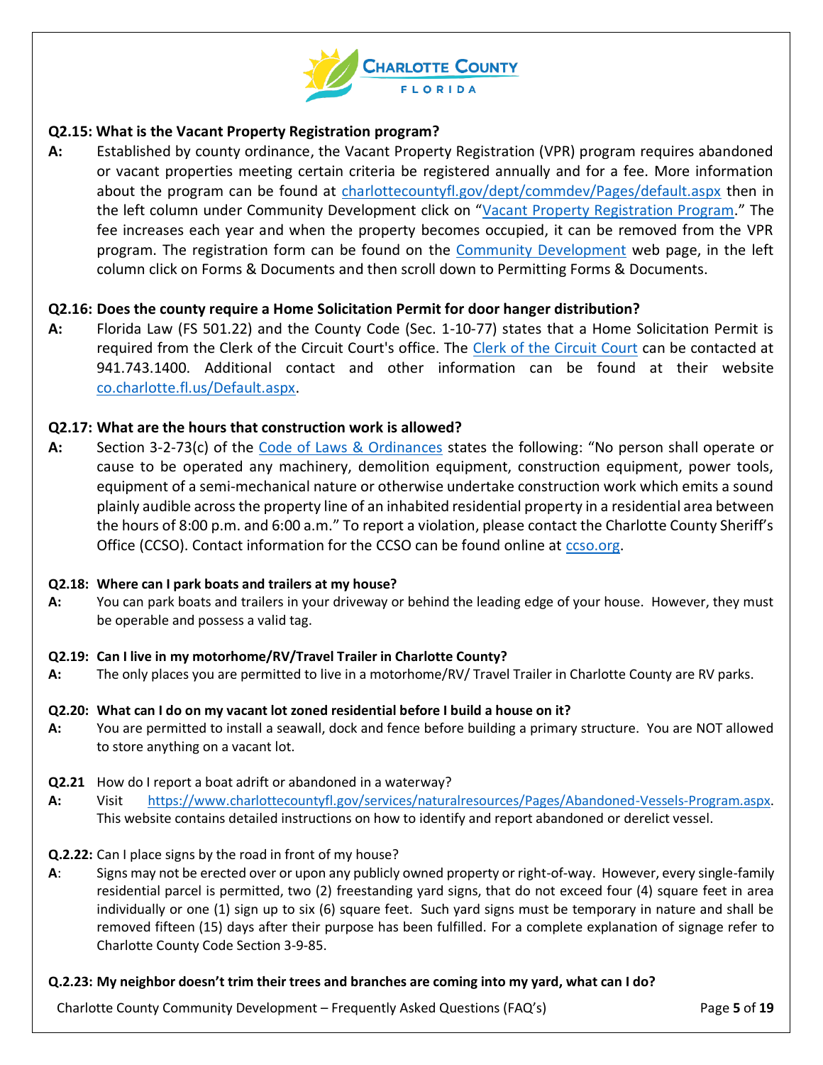**Q2.15: What is the Vacant Property Registration program?**

**A:** Established by county ordinance, the Vacant Property Registration (VPR) program requires abandoned or vacant properties meeting certain criteria be registered annually and for a fee. More information about the program can be found at charlottecountyfl.gov/dept/commdev/Pages/default.aspx then in the left column under Community Development click on "Vacant Property Registration Program." The fee increases each year and when the property becomes occupied, it can be removed from the VPR program. The registration form can be found on the Community Development web page, in the left column click on Forms & Documents and then scroll down to Permitting Forms & Documents.

**Q2.16: Does the county require a Home Solicitation Permit for door hanger distribution?**

**A:** Florida Law (FS 501.22) and the County Code (Sec. 1-10-77) states that a Home Solicitation Permit is required from the Clerk of the Circuit Court's office. The Clerk of the Circuit Court can be contacted at 941.743.1400. Additional contact and other information can be found at their website co.charlotte.fl.us/Default.aspx.

**Q2.17: What are the hours that construction work is allowed?**

**A:** Section 3-2-73(c) of the Code of Laws & Ordinances states the following: "No person shall operate or cause to be operated any machinery, demolition equipment, construction equipment, power tools, equipment of a semi-mechanical nature or otherwise undertake construction work which emits a sound plainly audible across the property line of an inhabited residential property in a residential area between the hours of 8:00 p.m. and 6:00 a.m." To report a violation, please contact the Charlotte County Sheriff's Office (CCSO). Contact information for the CCSO can be found online at ccso.org.

**Q2.18: Where can I park boats and trailers at my house?**

**A:** You can park boats and trailers in your driveway or behind the leading edge of your house. However, they must be operable and possess a valid tag.

**Q2.19: Can I live in my motorhome/RV/Travel Trailer in Charlotte County?**

**A:** The only places you are permitted to live in a motorhome/RV/ Travel Trailer in Charlotte County are RV parks.

**Q2.20: What can I do on my vacant lot zoned residential before I build a house on it?**

**A:** You are permitted to install a seawall, dock and fence before building a primary structure. You are NOT allowed to store anything on a vacant lot.

**Q2.21** How do I report a boat adrift or abandoned in a waterway?

**A:** Visit https://www.charlottecountyfl.gov/services/naturalresources/Pages/Abandoned-Vessels-Program.aspx. This website contains detailed instructions on how to identify and report abandoned or derelict vessel.

**Q.2.22:** Can I place signs by the road in front of my house?

**A**: Signs may not be erected over or upon any publicly owned property or right-of-way. However, every single-family residential parcel is permitted, two (2) freestanding yard signs, that do not exceed four (4) square feet in area individually or one (1) sign up to six (6) square feet. Such yard signs must be temporary in nature and shall be removed fifteen (15) days after their purpose has been fulfilled. For a complete explanation of signage refer to Charlotte County Code Section 3-9-85.

**Q.2.23: My neighbor doesn't trim their trees and branches are coming into my yard, what can I do?**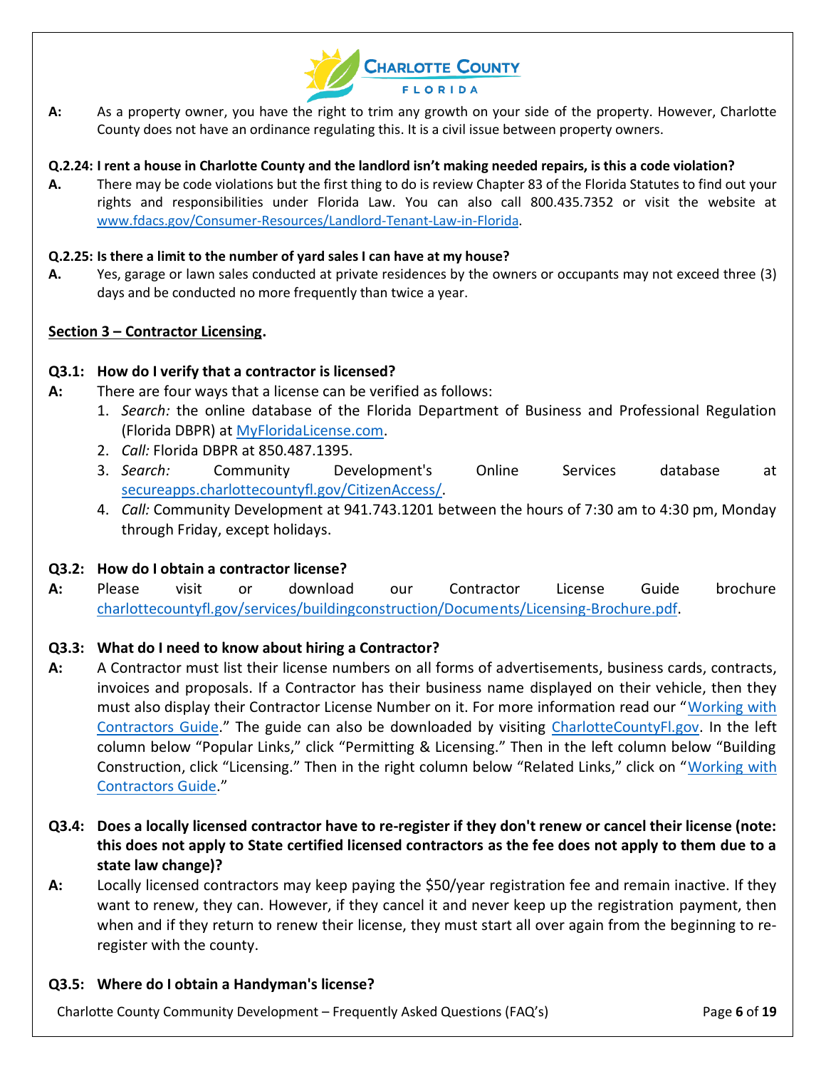**A:** As a property owner, you have the right to trim any growth on your side of the property. However, Charlotte County does not have an ordinance regulating this. It is a civil issue between property owners.

**Q.2.24: I rent a house in Charlotte County and the landlord isn't making needed repairs, is this a code violation?**

**A.** There may be code violations but the first thing to do is review Chapter 83 of the Florida Statutes to find out your rights and responsibilities under Florida Law. You can also call 800.435.7352 or visit the website at www.fdacs.gov/Consumer-Resources/Landlord-Tenant-Law-in-Florida.

**Q.2.25: Is there a limit to the number of yard sales I can have at my house?**

**A.** Yes, garage or lawn sales conducted at private residences by the owners or occupants may not exceed three (3) days and be conducted no more frequently than twice a year.

**Section 3 – Contractor Licensing.**

**Q3.1: How do I verify that a contractor is licensed?**

**A:** There are four ways that a license can be verified as follows:

1. *Search:* the online database of the Florida Department of Business and Professional Regulation (Florida DBPR) at MyFloridaLicense.com.
2. *Call:* Florida DBPR at 850.487.1395.
3. *Search:* Community Development's Online Services database at secureapps.charlottecountyfl.gov/CitizenAccess/.
4. *Call:* Community Development at 941.743.1201 between the hours of 7:30 am to 4:30 pm, Monday through Friday, except holidays.

**Q3.2: How do I obtain a contractor license?**

**A:** Please visit or download our Contractor License Guide brochure charlottecountyfl.gov/services/buildingconstruction/Documents/Licensing-Brochure.pdf.

**Q3.3: What do I need to know about hiring a Contractor?**

**A:** A Contractor must list their license numbers on all forms of advertisements, business cards, contracts, invoices and proposals. If a Contractor has their business name displayed on their vehicle, then they must also display their Contractor License Number on it. For more information read our "Working with Contractors Guide." The guide can also be downloaded by visiting CharlotteCountyFl.gov. In the left column below "Popular Links," click "Permitting & Licensing." Then in the left column below "Building Construction, click "Licensing." Then in the right column below "Related Links," click on "Working with Contractors Guide."

**Q3.4: Does a locally licensed contractor have to re-register if they don't renew or cancel their license (note: this does not apply to State certified licensed contractors as the fee does not apply to them due to a state law change)?**

**A:** Locally licensed contractors may keep paying the $50/year registration fee and remain inactive. If they want to renew, they can. However, if they cancel it and never keep up the registration payment, then when and if they return to renew their license, they must start all over again from the beginning to re-register with the county.

**Q3.5: Where do I obtain a Handyman's license?**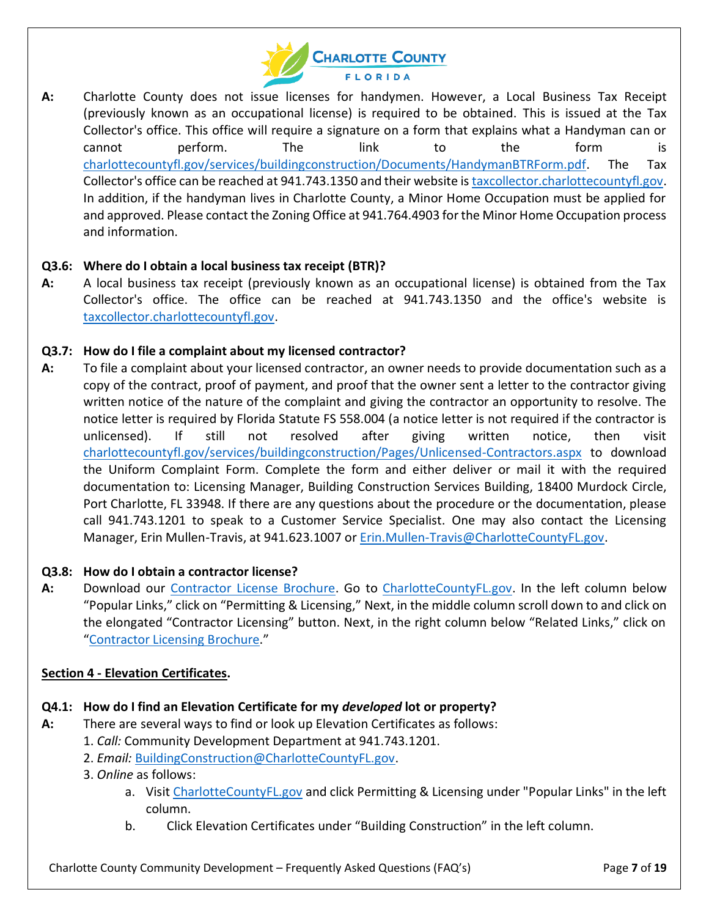**A:** Charlotte County does not issue licenses for handymen. However, a Local Business Tax Receipt (previously known as an occupational license) is required to be obtained. This is issued at the Tax Collector's office. This office will require a signature on a form that explains what a Handyman can or cannot perform. The link to the form is charlottecountyfl.gov/services/buildingconstruction/Documents/HandymanBTRForm.pdf. The Tax Collector's office can be reached at 941.743.1350 and their website is taxcollector.charlottecountyfl.gov. In addition, if the handyman lives in Charlotte County, a Minor Home Occupation must be applied for and approved. Please contact the Zoning Office at 941.764.4903 for the Minor Home Occupation process and information.

**Q3.6: Where do I obtain a local business tax receipt (BTR)?**

**A:** A local business tax receipt (previously known as an occupational license) is obtained from the Tax Collector's office. The office can be reached at 941.743.1350 and the office's website is taxcollector.charlottecountyfl.gov.

**Q3.7: How do I file a complaint about my licensed contractor?**

**A:** To file a complaint about your licensed contractor, an owner needs to provide documentation such as a copy of the contract, proof of payment, and proof that the owner sent a letter to the contractor giving written notice of the nature of the complaint and giving the contractor an opportunity to resolve. The notice letter is required by Florida Statute FS 558.004 (a notice letter is not required if the contractor is unlicensed). If still not resolved after giving written notice, then visit charlottecountyfl.gov/services/buildingconstruction/Pages/Unlicensed-Contractors.aspx to download the Uniform Complaint Form. Complete the form and either deliver or mail it with the required documentation to: Licensing Manager, Building Construction Services Building, 18400 Murdock Circle, Port Charlotte, FL 33948. If there are any questions about the procedure or the documentation, please call 941.743.1201 to speak to a Customer Service Specialist. One may also contact the Licensing Manager, Erin Mullen-Travis, at 941.623.1007 or Erin.Mullen-Travis@CharlotteCountyFL.gov.

**Q3.8: How do I obtain a contractor license?**

**A:** Download our Contractor License Brochure. Go to CharlotteCountyFL.gov. In the left column below "Popular Links," click on "Permitting & Licensing," Next, in the middle column scroll down to and click on the elongated "Contractor Licensing" button. Next, in the right column below "Related Links," click on "Contractor Licensing Brochure."

## Section 4 - Elevation Certificates.

**Q4.1: How do I find an Elevation Certificate for my *developed* lot or property?**

**A:** There are several ways to find or look up Elevation Certificates as follows:

1. *Call:* Community Development Department at 941.743.1201.
2. *Email:* BuildingConstruction@CharlotteCountyFL.gov.
3. *Online* as follows:
   a. Visit CharlotteCountyFL.gov and click Permitting & Licensing under "Popular Links" in the left column.
   b. Click Elevation Certificates under "Building Construction" in the left column.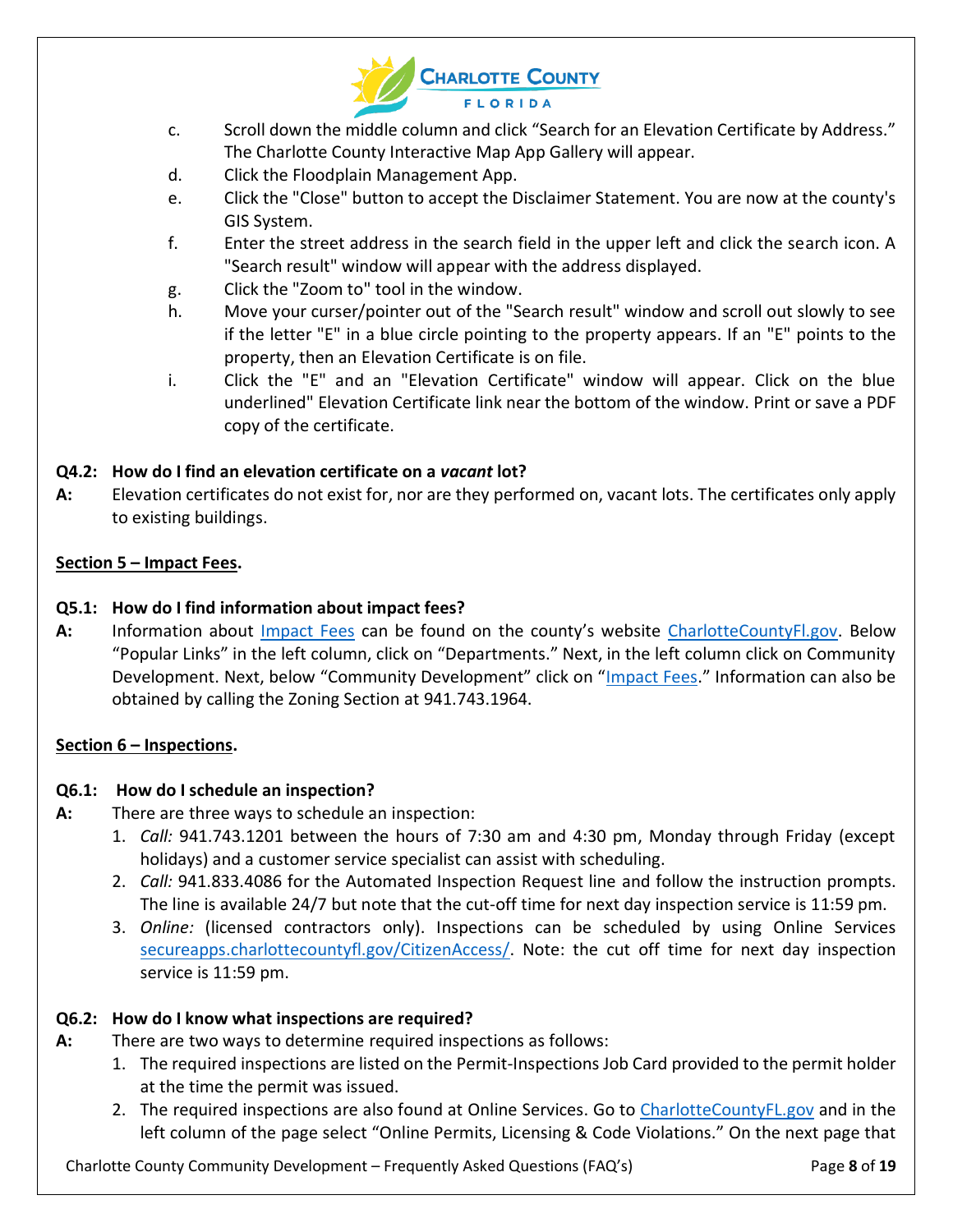c. Scroll down the middle column and click "Search for an Elevation Certificate by Address." The Charlotte County Interactive Map App Gallery will appear.

d. Click the Floodplain Management App.

e. Click the "Close" button to accept the Disclaimer Statement. You are now at the county's GIS System.

f. Enter the street address in the search field in the upper left and click the search icon. A "Search result" window will appear with the address displayed.

g. Click the "Zoom to" tool in the window.

h. Move your curser/pointer out of the "Search result" window and scroll out slowly to see if the letter "E" in a blue circle pointing to the property appears. If an "E" points to the property, then an Elevation Certificate is on file.

i. Click the "E" and an "Elevation Certificate" window will appear. Click on the blue underlined" Elevation Certificate link near the bottom of the window. Print or save a PDF copy of the certificate.

**Q4.2: How do I find an elevation certificate on a *vacant* lot?**

**A:** Elevation certificates do not exist for, nor are they performed on, vacant lots. The certificates only apply to existing buildings.

## Section 5 – Impact Fees.

**Q5.1: How do I find information about impact fees?**

**A:** Information about Impact Fees can be found on the county's website CharlotteCountyFl.gov. Below "Popular Links" in the left column, click on "Departments." Next, in the left column click on Community Development. Next, below "Community Development" click on "Impact Fees." Information can also be obtained by calling the Zoning Section at 941.743.1964.

## Section 6 – Inspections.

**Q6.1: How do I schedule an inspection?**

**A:** There are three ways to schedule an inspection:

1. *Call:* 941.743.1201 between the hours of 7:30 am and 4:30 pm, Monday through Friday (except holidays) and a customer service specialist can assist with scheduling.
2. *Call:* 941.833.4086 for the Automated Inspection Request line and follow the instruction prompts. The line is available 24/7 but note that the cut-off time for next day inspection service is 11:59 pm.
3. *Online:* (licensed contractors only). Inspections can be scheduled by using Online Services secureapps.charlottecountyfl.gov/CitizenAccess/. Note: the cut off time for next day inspection service is 11:59 pm.

**Q6.2: How do I know what inspections are required?**

**A:** There are two ways to determine required inspections as follows:

1. The required inspections are listed on the Permit-Inspections Job Card provided to the permit holder at the time the permit was issued.
2. The required inspections are also found at Online Services. Go to CharlotteCountyFL.gov and in the left column of the page select "Online Permits, Licensing & Code Violations." On the next page that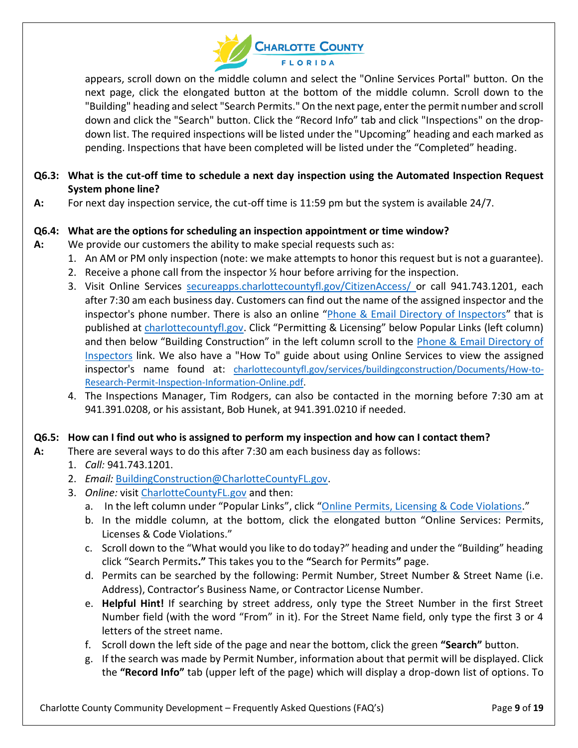appears, scroll down on the middle column and select the "Online Services Portal" button. On the next page, click the elongated button at the bottom of the middle column. Scroll down to the "Building" heading and select "Search Permits." On the next page, enter the permit number and scroll down and click the "Search" button. Click the "Record Info" tab and click "Inspections" on the drop-down list. The required inspections will be listed under the "Upcoming" heading and each marked as pending. Inspections that have been completed will be listed under the "Completed" heading.

**Q6.3: What is the cut-off time to schedule a next day inspection using the Automated Inspection Request System phone line?**

**A:** For next day inspection service, the cut-off time is 11:59 pm but the system is available 24/7.

**Q6.4: What are the options for scheduling an inspection appointment or time window?**

**A:** We provide our customers the ability to make special requests such as:

1. An AM or PM only inspection (note: we make attempts to honor this request but is not a guarantee).
2. Receive a phone call from the inspector ½ hour before arriving for the inspection.
3. Visit Online Services [secureapps.charlottecountyfl.gov/CitizenAccess/](secureapps.charlottecountyfl.gov/CitizenAccess/) or call 941.743.1201, each after 7:30 am each business day. Customers can find out the name of the assigned inspector and the inspector's phone number. There is also an online "[Phone & Email Directory of Inspectors](#)" that is published at [charlottecountyfl.gov](charlottecountyfl.gov). Click "Permitting & Licensing" below Popular Links (left column) and then below "Building Construction" in the left column scroll to the [Phone & Email Directory of Inspectors](#) link. We also have a "How To" guide about using Online Services to view the assigned inspector's name found at: [charlottecountyfl.gov/services/buildingconstruction/Documents/How-to-Research-Permit-Inspection-Information-Online.pdf](charlottecountyfl.gov/services/buildingconstruction/Documents/How-to-Research-Permit-Inspection-Information-Online.pdf).
4. The Inspections Manager, Tim Rodgers, can also be contacted in the morning before 7:30 am at 941.391.0208, or his assistant, Bob Hunek, at 941.391.0210 if needed.

**Q6.5: How can I find out who is assigned to perform my inspection and how can I contact them?**

**A:** There are several ways to do this after 7:30 am each business day as follows:

1. *Call:* 941.743.1201.
2. *Email:* [BuildingConstruction@CharlotteCountyFL.gov](mailto:BuildingConstruction@CharlotteCountyFL.gov).
3. *Online:* visit [CharlotteCountyFL.gov](CharlotteCountyFL.gov) and then:
   a. In the left column under "Popular Links", click "[Online Permits, Licensing & Code Violations](#)."
   b. In the middle column, at the bottom, click the elongated button "Online Services: Permits, Licenses & Code Violations."
   c. Scroll down to the "What would you like to do today?" heading and under the "Building" heading click "Search Permits**.**" This takes you to the **"**Search for Permits**"** page.
   d. Permits can be searched by the following: Permit Number, Street Number & Street Name (i.e. Address), Contractor's Business Name, or Contractor License Number.
   e. **Helpful Hint!** If searching by street address, only type the Street Number in the first Street Number field (with the word "From" in it). For the Street Name field, only type the first 3 or 4 letters of the street name.
   f. Scroll down the left side of the page and near the bottom, click the green **"Search"** button.
   g. If the search was made by Permit Number, information about that permit will be displayed. Click the **"Record Info"** tab (upper left of the page) which will display a drop-down list of options. To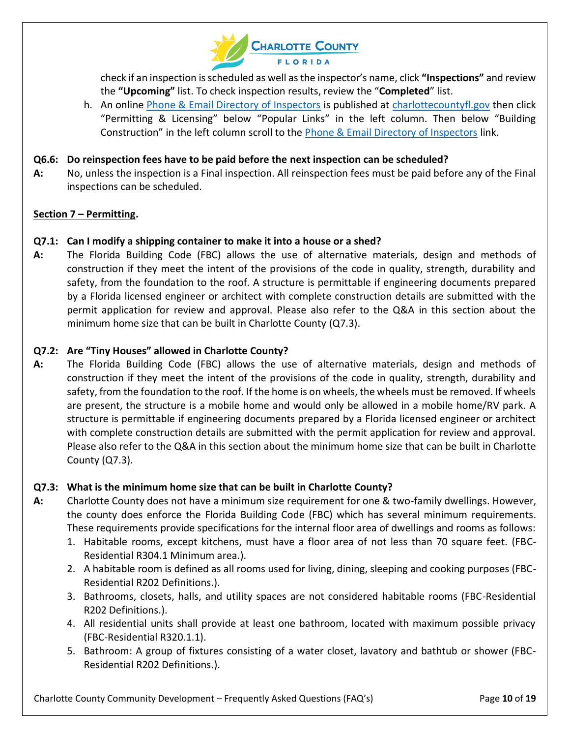check if an inspection is scheduled as well as the inspector's name, click **"Inspections"** and review the **"Upcoming"** list. To check inspection results, review the "**Completed**" list.

h. An online Phone & Email Directory of Inspectors is published at charlottecountyfl.gov then click "Permitting & Licensing" below "Popular Links" in the left column. Then below "Building Construction" in the left column scroll to the Phone & Email Directory of Inspectors link.

**Q6.6: Do reinspection fees have to be paid before the next inspection can be scheduled?**

**A:** No, unless the inspection is a Final inspection. All reinspection fees must be paid before any of the Final inspections can be scheduled.

## Section 7 – Permitting.

**Q7.1: Can I modify a shipping container to make it into a house or a shed?**

**A:** The Florida Building Code (FBC) allows the use of alternative materials, design and methods of construction if they meet the intent of the provisions of the code in quality, strength, durability and safety, from the foundation to the roof. A structure is permittable if engineering documents prepared by a Florida licensed engineer or architect with complete construction details are submitted with the permit application for review and approval. Please also refer to the Q&A in this section about the minimum home size that can be built in Charlotte County (Q7.3).

**Q7.2: Are "Tiny Houses" allowed in Charlotte County?**

**A:** The Florida Building Code (FBC) allows the use of alternative materials, design and methods of construction if they meet the intent of the provisions of the code in quality, strength, durability and safety, from the foundation to the roof. If the home is on wheels, the wheels must be removed. If wheels are present, the structure is a mobile home and would only be allowed in a mobile home/RV park. A structure is permittable if engineering documents prepared by a Florida licensed engineer or architect with complete construction details are submitted with the permit application for review and approval. Please also refer to the Q&A in this section about the minimum home size that can be built in Charlotte County (Q7.3).

**Q7.3: What is the minimum home size that can be built in Charlotte County?**

**A:** Charlotte County does not have a minimum size requirement for one & two-family dwellings. However, the county does enforce the Florida Building Code (FBC) which has several minimum requirements. These requirements provide specifications for the internal floor area of dwellings and rooms as follows:

1. Habitable rooms, except kitchens, must have a floor area of not less than 70 square feet. (FBC-Residential R304.1 Minimum area.).
2. A habitable room is defined as all rooms used for living, dining, sleeping and cooking purposes (FBC-Residential R202 Definitions.).
3. Bathrooms, closets, halls, and utility spaces are not considered habitable rooms (FBC-Residential R202 Definitions.).
4. All residential units shall provide at least one bathroom, located with maximum possible privacy (FBC-Residential R320.1.1).
5. Bathroom: A group of fixtures consisting of a water closet, lavatory and bathtub or shower (FBC-Residential R202 Definitions.).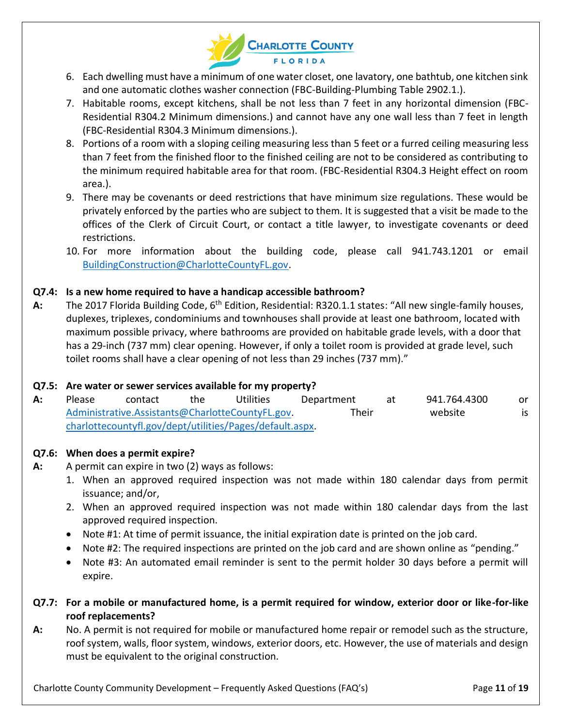6. Each dwelling must have a minimum of one water closet, one lavatory, one bathtub, one kitchen sink and one automatic clothes washer connection (FBC-Building-Plumbing Table 2902.1.).
7. Habitable rooms, except kitchens, shall be not less than 7 feet in any horizontal dimension (FBC-Residential R304.2 Minimum dimensions.) and cannot have any one wall less than 7 feet in length (FBC-Residential R304.3 Minimum dimensions.).
8. Portions of a room with a sloping ceiling measuring less than 5 feet or a furred ceiling measuring less than 7 feet from the finished floor to the finished ceiling are not to be considered as contributing to the minimum required habitable area for that room. (FBC-Residential R304.3 Height effect on room area.).
9. There may be covenants or deed restrictions that have minimum size regulations. These would be privately enforced by the parties who are subject to them. It is suggested that a visit be made to the offices of the Clerk of Circuit Court, or contact a title lawyer, to investigate covenants or deed restrictions.
10. For more information about the building code, please call 941.743.1201 or email BuildingConstruction@CharlotteCountyFL.gov.

**Q7.4: Is a new home required to have a handicap accessible bathroom?**

**A:** The 2017 Florida Building Code, 6th Edition, Residential: R320.1.1 states: "All new single-family houses, duplexes, triplexes, condominiums and townhouses shall provide at least one bathroom, located with maximum possible privacy, where bathrooms are provided on habitable grade levels, with a door that has a 29-inch (737 mm) clear opening. However, if only a toilet room is provided at grade level, such toilet rooms shall have a clear opening of not less than 29 inches (737 mm)."

**Q7.5: Are water or sewer services available for my property?**

**A:** Please contact the Utilities Department at 941.764.4300 or Administrative.Assistants@CharlotteCountyFL.gov. Their website is charlottecountyfl.gov/dept/utilities/Pages/default.aspx.

**Q7.6: When does a permit expire?**

**A:** A permit can expire in two (2) ways as follows:

1. When an approved required inspection was not made within 180 calendar days from permit issuance; and/or,
2. When an approved required inspection was not made within 180 calendar days from the last approved required inspection.

- Note #1: At time of permit issuance, the initial expiration date is printed on the job card.
- Note #2: The required inspections are printed on the job card and are shown online as "pending."
- Note #3: An automated email reminder is sent to the permit holder 30 days before a permit will expire.

**Q7.7: For a mobile or manufactured home, is a permit required for window, exterior door or like-for-like roof replacements?**

**A:** No. A permit is not required for mobile or manufactured home repair or remodel such as the structure, roof system, walls, floor system, windows, exterior doors, etc. However, the use of materials and design must be equivalent to the original construction.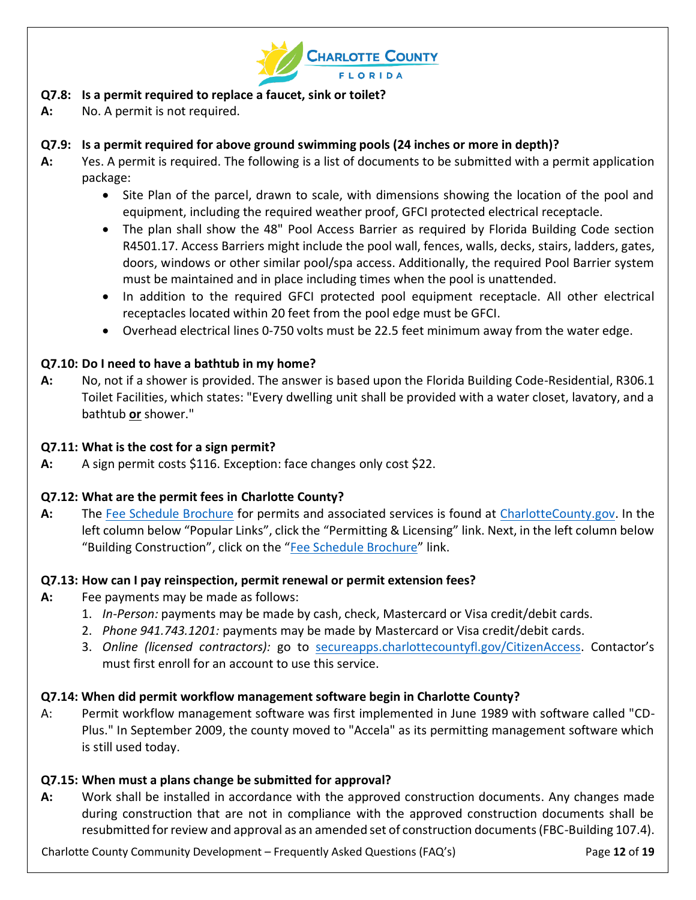**Q7.8: Is a permit required to replace a faucet, sink or toilet?**

**A:** No. A permit is not required.

**Q7.9: Is a permit required for above ground swimming pools (24 inches or more in depth)?**

**A:** Yes. A permit is required. The following is a list of documents to be submitted with a permit application package:

- Site Plan of the parcel, drawn to scale, with dimensions showing the location of the pool and equipment, including the required weather proof, GFCI protected electrical receptacle.
- The plan shall show the 48" Pool Access Barrier as required by Florida Building Code section R4501.17. Access Barriers might include the pool wall, fences, walls, decks, stairs, ladders, gates, doors, windows or other similar pool/spa access. Additionally, the required Pool Barrier system must be maintained and in place including times when the pool is unattended.
- In addition to the required GFCI protected pool equipment receptacle. All other electrical receptacles located within 20 feet from the pool edge must be GFCI.
- Overhead electrical lines 0-750 volts must be 22.5 feet minimum away from the water edge.

**Q7.10: Do I need to have a bathtub in my home?**

**A:** No, not if a shower is provided. The answer is based upon the Florida Building Code-Residential, R306.1 Toilet Facilities, which states: "Every dwelling unit shall be provided with a water closet, lavatory, and a bathtub **or** shower."

**Q7.11: What is the cost for a sign permit?**

**A:** A sign permit costs $116. Exception: face changes only cost $22.

**Q7.12: What are the permit fees in Charlotte County?**

**A:** The Fee Schedule Brochure for permits and associated services is found at CharlotteCounty.gov. In the left column below "Popular Links", click the "Permitting & Licensing" link. Next, in the left column below "Building Construction", click on the "Fee Schedule Brochure" link.

**Q7.13: How can I pay reinspection, permit renewal or permit extension fees?**

**A:** Fee payments may be made as follows:

1. *In-Person:* payments may be made by cash, check, Mastercard or Visa credit/debit cards.
2. *Phone 941.743.1201:* payments may be made by Mastercard or Visa credit/debit cards.
3. *Online (licensed contractors):* go to secureapps.charlottecountyfl.gov/CitizenAccess. Contactor's must first enroll for an account to use this service.

**Q7.14: When did permit workflow management software begin in Charlotte County?**

A: Permit workflow management software was first implemented in June 1989 with software called "CD-Plus." In September 2009, the county moved to "Accela" as its permitting management software which is still used today.

**Q7.15: When must a plans change be submitted for approval?**

**A:** Work shall be installed in accordance with the approved construction documents. Any changes made during construction that are not in compliance with the approved construction documents shall be resubmitted for review and approval as an amended set of construction documents (FBC-Building 107.4).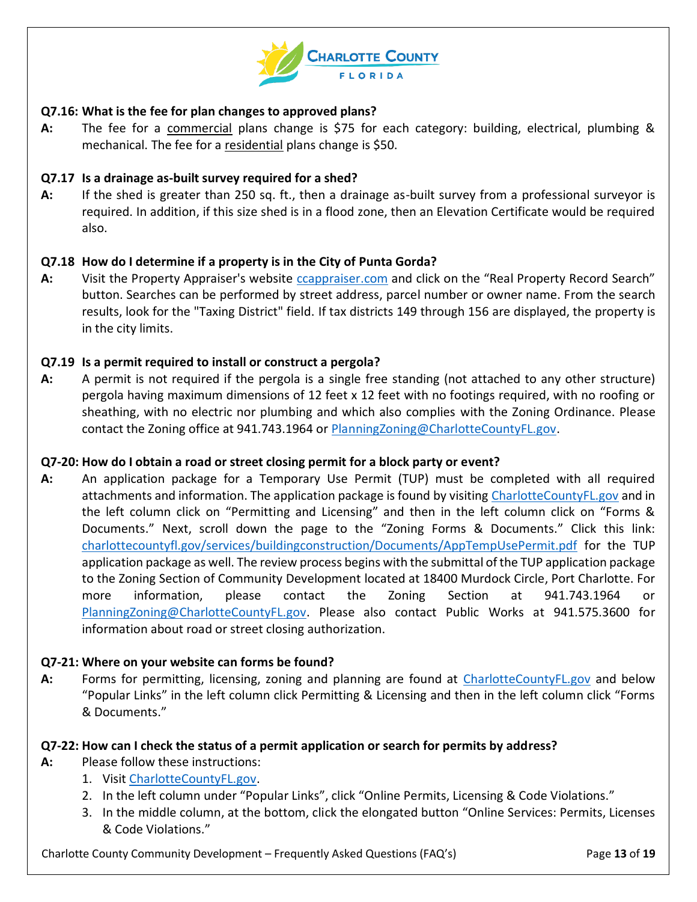**Q7.16: What is the fee for plan changes to approved plans?**

**A:** The fee for a commercial plans change is $75 for each category: building, electrical, plumbing & mechanical. The fee for a residential plans change is $50.

**Q7.17 Is a drainage as-built survey required for a shed?**

**A:** If the shed is greater than 250 sq. ft., then a drainage as-built survey from a professional surveyor is required. In addition, if this size shed is in a flood zone, then an Elevation Certificate would be required also.

**Q7.18 How do I determine if a property is in the City of Punta Gorda?**

**A:** Visit the Property Appraiser's website ccappraiser.com and click on the "Real Property Record Search" button. Searches can be performed by street address, parcel number or owner name. From the search results, look for the "Taxing District" field. If tax districts 149 through 156 are displayed, the property is in the city limits.

**Q7.19 Is a permit required to install or construct a pergola?**

**A:** A permit is not required if the pergola is a single free standing (not attached to any other structure) pergola having maximum dimensions of 12 feet x 12 feet with no footings required, with no roofing or sheathing, with no electric nor plumbing and which also complies with the Zoning Ordinance. Please contact the Zoning office at 941.743.1964 or PlanningZoning@CharlotteCountyFL.gov.

**Q7-20: How do I obtain a road or street closing permit for a block party or event?**

**A:** An application package for a Temporary Use Permit (TUP) must be completed with all required attachments and information. The application package is found by visiting CharlotteCountyFL.gov and in the left column click on "Permitting and Licensing" and then in the left column click on "Forms & Documents." Next, scroll down the page to the "Zoning Forms & Documents." Click this link: charlottecountyfl.gov/services/buildingconstruction/Documents/AppTempUsePermit.pdf for the TUP application package as well. The review process begins with the submittal of the TUP application package to the Zoning Section of Community Development located at 18400 Murdock Circle, Port Charlotte. For more information, please contact the Zoning Section at 941.743.1964 or PlanningZoning@CharlotteCountyFL.gov. Please also contact Public Works at 941.575.3600 for information about road or street closing authorization.

**Q7-21: Where on your website can forms be found?**

**A:** Forms for permitting, licensing, zoning and planning are found at CharlotteCountyFL.gov and below "Popular Links" in the left column click Permitting & Licensing and then in the left column click "Forms & Documents."

**Q7-22: How can I check the status of a permit application or search for permits by address?**

**A:** Please follow these instructions:

1. Visit CharlotteCountyFL.gov.
2. In the left column under "Popular Links", click "Online Permits, Licensing & Code Violations."
3. In the middle column, at the bottom, click the elongated button "Online Services: Permits, Licenses & Code Violations."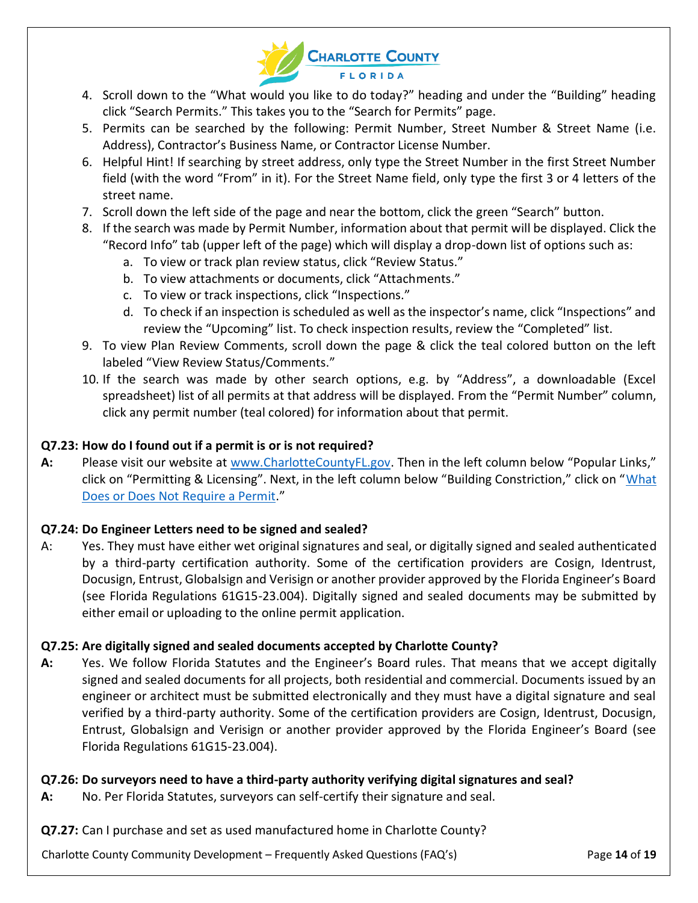4. Scroll down to the “What would you like to do today?” heading and under the “Building” heading click “Search Permits.” This takes you to the “Search for Permits” page.
5. Permits can be searched by the following: Permit Number, Street Number & Street Name (i.e. Address), Contractor’s Business Name, or Contractor License Number.
6. Helpful Hint! If searching by street address, only type the Street Number in the first Street Number field (with the word “From” in it). For the Street Name field, only type the first 3 or 4 letters of the street name.
7. Scroll down the left side of the page and near the bottom, click the green “Search” button.
8. If the search was made by Permit Number, information about that permit will be displayed. Click the “Record Info” tab (upper left of the page) which will display a drop-down list of options such as:
   a. To view or track plan review status, click “Review Status.”
   b. To view attachments or documents, click “Attachments.”
   c. To view or track inspections, click “Inspections.”
   d. To check if an inspection is scheduled as well as the inspector’s name, click “Inspections” and review the “Upcoming” list. To check inspection results, review the “Completed” list.
9. To view Plan Review Comments, scroll down the page & click the teal colored button on the left labeled “View Review Status/Comments.”
10. If the search was made by other search options, e.g. by “Address”, a downloadable (Excel spreadsheet) list of all permits at that address will be displayed. From the “Permit Number” column, click any permit number (teal colored) for information about that permit.

**Q7.23: How do I found out if a permit is or is not required?**

**A:** Please visit our website at www.CharlotteCountyFL.gov. Then in the left column below “Popular Links,” click on “Permitting & Licensing”. Next, in the left column below “Building Constriction,” click on “What Does or Does Not Require a Permit.”

**Q7.24: Do Engineer Letters need to be signed and sealed?**

A: Yes. They must have either wet original signatures and seal, or digitally signed and sealed authenticated by a third-party certification authority. Some of the certification providers are Cosign, Identrust, Docusign, Entrust, Globalsign and Verisign or another provider approved by the Florida Engineer’s Board (see Florida Regulations 61G15-23.004). Digitally signed and sealed documents may be submitted by either email or uploading to the online permit application.

**Q7.25: Are digitally signed and sealed documents accepted by Charlotte County?**

**A:** Yes. We follow Florida Statutes and the Engineer’s Board rules. That means that we accept digitally signed and sealed documents for all projects, both residential and commercial. Documents issued by an engineer or architect must be submitted electronically and they must have a digital signature and seal verified by a third-party authority. Some of the certification providers are Cosign, Identrust, Docusign, Entrust, Globalsign and Verisign or another provider approved by the Florida Engineer’s Board (see Florida Regulations 61G15-23.004).

**Q7.26: Do surveyors need to have a third-party authority verifying digital signatures and seal?**

**A:** No. Per Florida Statutes, surveyors can self-certify their signature and seal.

**Q7.27:** Can I purchase and set as used manufactured home in Charlotte County?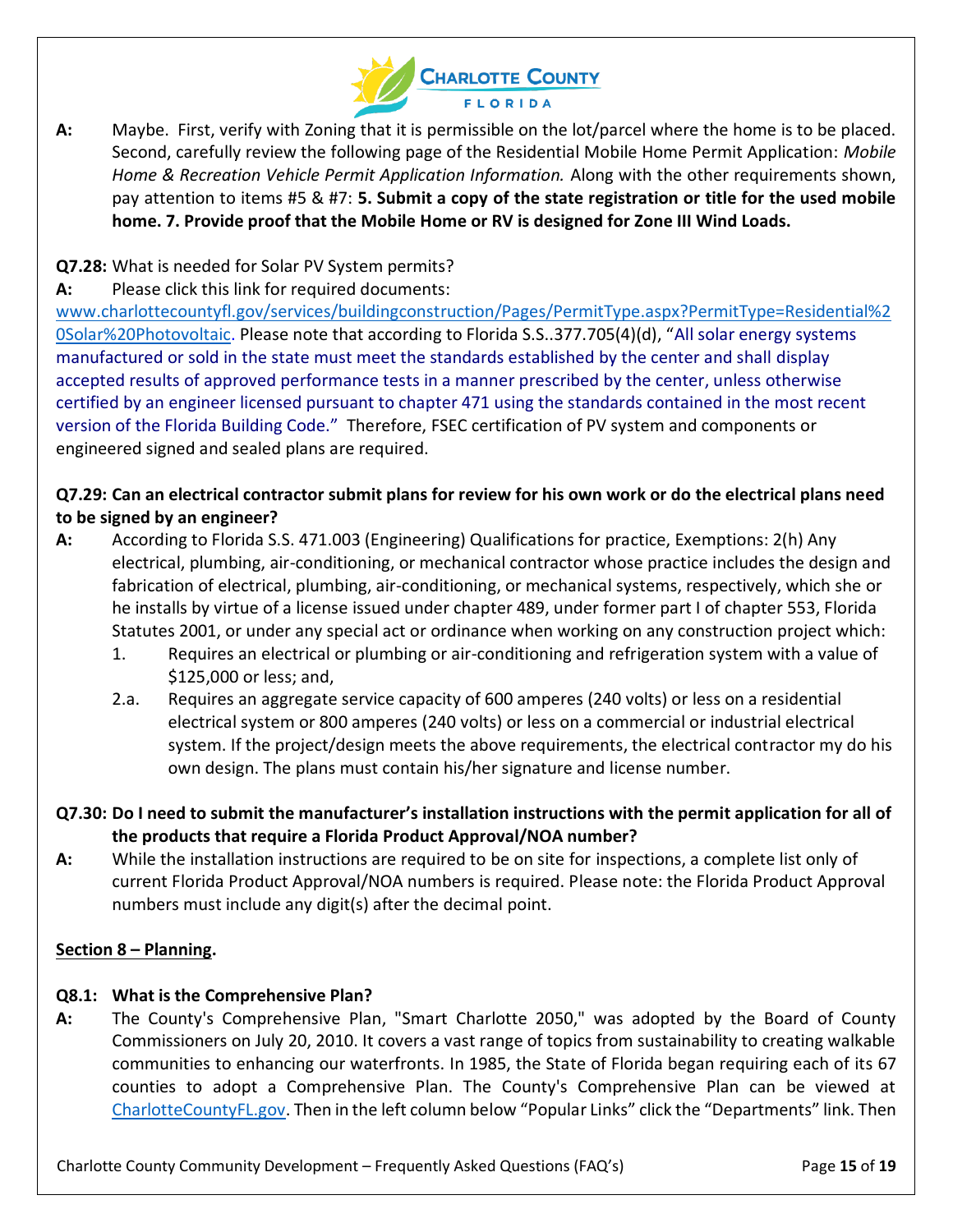**A:** Maybe. First, verify with Zoning that it is permissible on the lot/parcel where the home is to be placed. Second, carefully review the following page of the Residential Mobile Home Permit Application: *Mobile Home & Recreation Vehicle Permit Application Information.* Along with the other requirements shown, pay attention to items #5 & #7: **5. Submit a copy of the state registration or title for the used mobile home. 7. Provide proof that the Mobile Home or RV is designed for Zone III Wind Loads.**

**Q7.28:** What is needed for Solar PV System permits?

**A:** Please click this link for required documents: www.charlottecountyfl.gov/services/buildingconstruction/Pages/PermitType.aspx?PermitType=Residential%20Solar%20Photovoltaic. Please note that according to Florida S.S..377.705(4)(d), "All solar energy systems manufactured or sold in the state must meet the standards established by the center and shall display accepted results of approved performance tests in a manner prescribed by the center, unless otherwise certified by an engineer licensed pursuant to chapter 471 using the standards contained in the most recent version of the Florida Building Code." Therefore, FSEC certification of PV system and components or engineered signed and sealed plans are required.

**Q7.29: Can an electrical contractor submit plans for review for his own work or do the electrical plans need to be signed by an engineer?**

**A:** According to Florida S.S. 471.003 (Engineering) Qualifications for practice, Exemptions: 2(h) Any electrical, plumbing, air-conditioning, or mechanical contractor whose practice includes the design and fabrication of electrical, plumbing, air-conditioning, or mechanical systems, respectively, which she or he installs by virtue of a license issued under chapter 489, under former part I of chapter 553, Florida Statutes 2001, or under any special act or ordinance when working on any construction project which:

1. Requires an electrical or plumbing or air-conditioning and refrigeration system with a value of $125,000 or less; and,

2.a. Requires an aggregate service capacity of 600 amperes (240 volts) or less on a residential electrical system or 800 amperes (240 volts) or less on a commercial or industrial electrical system. If the project/design meets the above requirements, the electrical contractor my do his own design. The plans must contain his/her signature and license number.

**Q7.30: Do I need to submit the manufacturer's installation instructions with the permit application for all of the products that require a Florida Product Approval/NOA number?**

**A:** While the installation instructions are required to be on site for inspections, a complete list only of current Florida Product Approval/NOA numbers is required. Please note: the Florida Product Approval numbers must include any digit(s) after the decimal point.

## Section 8 – Planning.

**Q8.1: What is the Comprehensive Plan?**

**A:** The County's Comprehensive Plan, "Smart Charlotte 2050," was adopted by the Board of County Commissioners on July 20, 2010. It covers a vast range of topics from sustainability to creating walkable communities to enhancing our waterfronts. In 1985, the State of Florida began requiring each of its 67 counties to adopt a Comprehensive Plan. The County's Comprehensive Plan can be viewed at CharlotteCountyFL.gov. Then in the left column below "Popular Links" click the "Departments" link. Then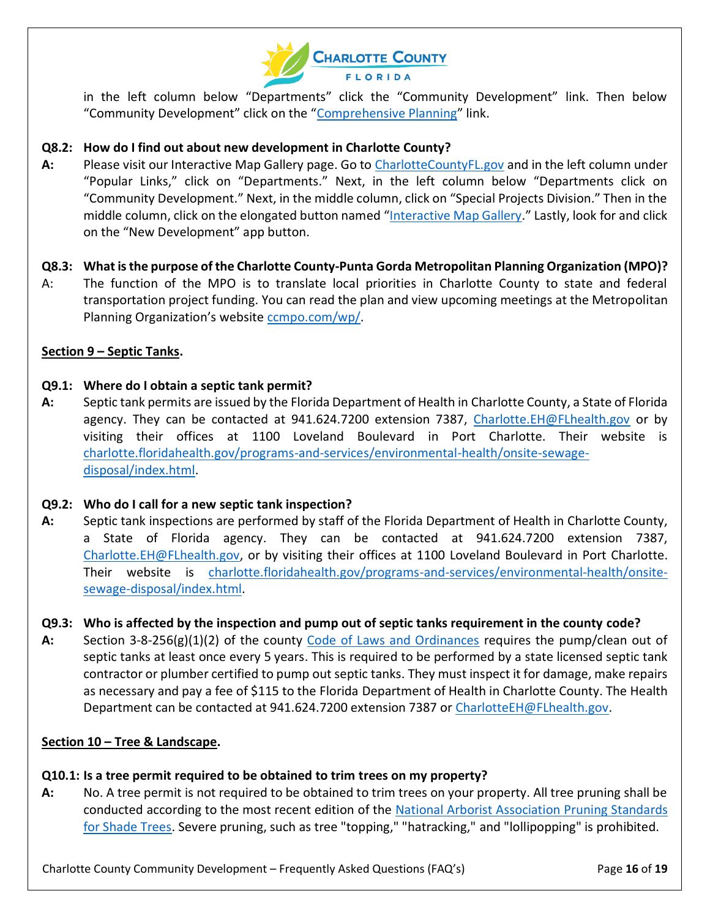in the left column below "Departments" click the "Community Development" link. Then below "Community Development" click on the "Comprehensive Planning" link.

**Q8.2: How do I find out about new development in Charlotte County?**

**A:** Please visit our Interactive Map Gallery page. Go to CharlotteCountyFL.gov and in the left column under "Popular Links," click on "Departments." Next, in the left column below "Departments click on "Community Development." Next, in the middle column, click on "Special Projects Division." Then in the middle column, click on the elongated button named "Interactive Map Gallery." Lastly, look for and click on the "New Development" app button.

**Q8.3: What is the purpose of the Charlotte County-Punta Gorda Metropolitan Planning Organization (MPO)?**

A: The function of the MPO is to translate local priorities in Charlotte County to state and federal transportation project funding. You can read the plan and view upcoming meetings at the Metropolitan Planning Organization's website ccmpo.com/wp/.

## Section 9 – Septic Tanks.

**Q9.1: Where do I obtain a septic tank permit?**

**A:** Septic tank permits are issued by the Florida Department of Health in Charlotte County, a State of Florida agency. They can be contacted at 941.624.7200 extension 7387, Charlotte.EH@FLhealth.gov or by visiting their offices at 1100 Loveland Boulevard in Port Charlotte. Their website is charlotte.floridahealth.gov/programs-and-services/environmental-health/onsite-sewage-disposal/index.html.

**Q9.2: Who do I call for a new septic tank inspection?**

**A:** Septic tank inspections are performed by staff of the Florida Department of Health in Charlotte County, a State of Florida agency. They can be contacted at 941.624.7200 extension 7387, Charlotte.EH@FLhealth.gov, or by visiting their offices at 1100 Loveland Boulevard in Port Charlotte. Their website is charlotte.floridahealth.gov/programs-and-services/environmental-health/onsite-sewage-disposal/index.html.

**Q9.3: Who is affected by the inspection and pump out of septic tanks requirement in the county code?**

**A:** Section 3-8-256(g)(1)(2) of the county Code of Laws and Ordinances requires the pump/clean out of septic tanks at least once every 5 years. This is required to be performed by a state licensed septic tank contractor or plumber certified to pump out septic tanks. They must inspect it for damage, make repairs as necessary and pay a fee of $115 to the Florida Department of Health in Charlotte County. The Health Department can be contacted at 941.624.7200 extension 7387 or CharlotteEH@FLhealth.gov.

## Section 10 – Tree & Landscape.

**Q10.1: Is a tree permit required to be obtained to trim trees on my property?**

**A:** No. A tree permit is not required to be obtained to trim trees on your property. All tree pruning shall be conducted according to the most recent edition of the National Arborist Association Pruning Standards for Shade Trees. Severe pruning, such as tree "topping," "hatracking," and "lollipopping" is prohibited.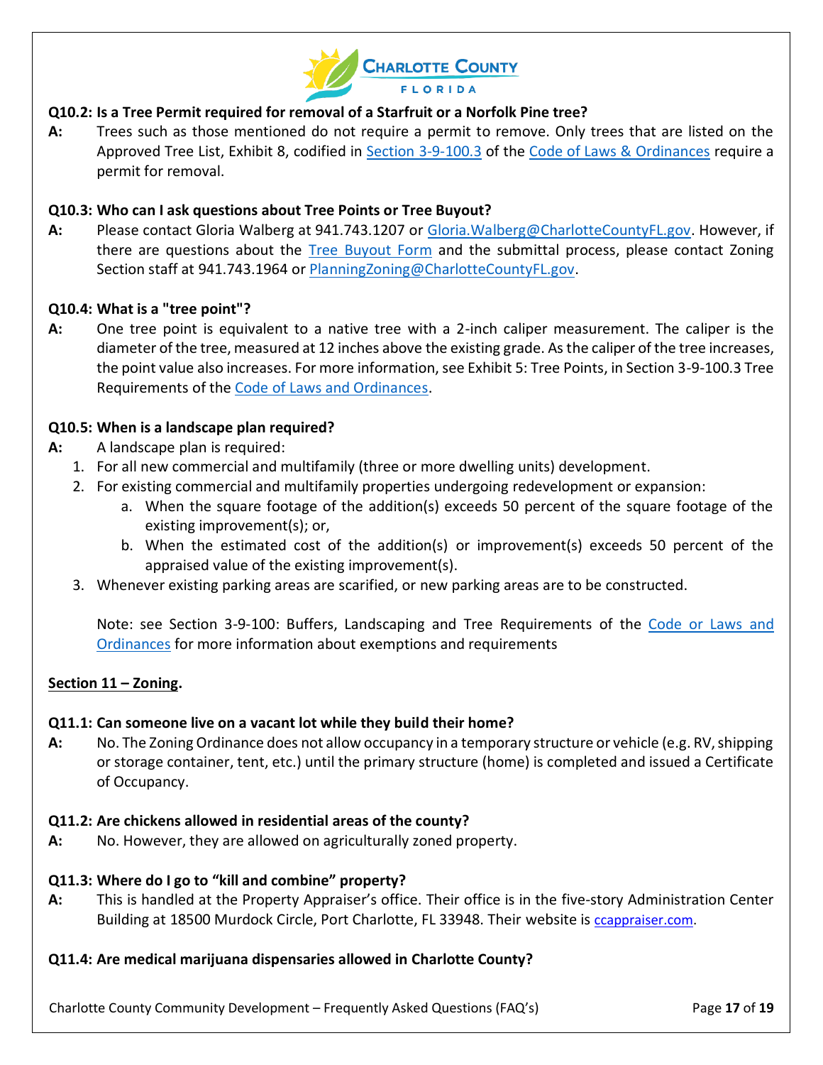**Q10.2: Is a Tree Permit required for removal of a Starfruit or a Norfolk Pine tree?**

**A:** Trees such as those mentioned do not require a permit to remove. Only trees that are listed on the Approved Tree List, Exhibit 8, codified in Section 3-9-100.3 of the Code of Laws & Ordinances require a permit for removal.

**Q10.3: Who can I ask questions about Tree Points or Tree Buyout?**

**A:** Please contact Gloria Walberg at 941.743.1207 or Gloria.Walberg@CharlotteCountyFL.gov. However, if there are questions about the Tree Buyout Form and the submittal process, please contact Zoning Section staff at 941.743.1964 or PlanningZoning@CharlotteCountyFL.gov.

**Q10.4: What is a "tree point"?**

**A:** One tree point is equivalent to a native tree with a 2-inch caliper measurement. The caliper is the diameter of the tree, measured at 12 inches above the existing grade. As the caliper of the tree increases, the point value also increases. For more information, see Exhibit 5: Tree Points, in Section 3-9-100.3 Tree Requirements of the Code of Laws and Ordinances.

**Q10.5: When is a landscape plan required?**

**A:** A landscape plan is required:

1. For all new commercial and multifamily (three or more dwelling units) development.
2. For existing commercial and multifamily properties undergoing redevelopment or expansion:
   a. When the square footage of the addition(s) exceeds 50 percent of the square footage of the existing improvement(s); or,
   b. When the estimated cost of the addition(s) or improvement(s) exceeds 50 percent of the appraised value of the existing improvement(s).
3. Whenever existing parking areas are scarified, or new parking areas are to be constructed.

Note: see Section 3-9-100: Buffers, Landscaping and Tree Requirements of the Code or Laws and Ordinances for more information about exemptions and requirements

## Section 11 – Zoning.

**Q11.1: Can someone live on a vacant lot while they build their home?**

**A:** No. The Zoning Ordinance does not allow occupancy in a temporary structure or vehicle (e.g. RV, shipping or storage container, tent, etc.) until the primary structure (home) is completed and issued a Certificate of Occupancy.

**Q11.2: Are chickens allowed in residential areas of the county?**

**A:** No. However, they are allowed on agriculturally zoned property.

**Q11.3: Where do I go to "kill and combine" property?**

**A:** This is handled at the Property Appraiser's office. Their office is in the five-story Administration Center Building at 18500 Murdock Circle, Port Charlotte, FL 33948. Their website is ccappraiser.com.

**Q11.4: Are medical marijuana dispensaries allowed in Charlotte County?**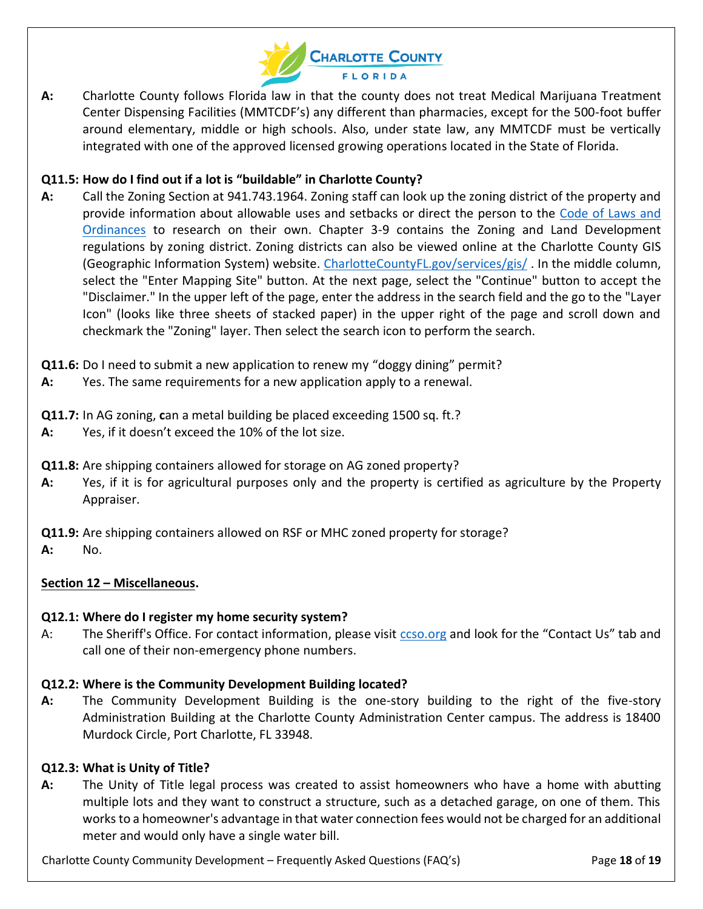**A:** Charlotte County follows Florida law in that the county does not treat Medical Marijuana Treatment Center Dispensing Facilities (MMTCDF's) any different than pharmacies, except for the 500-foot buffer around elementary, middle or high schools. Also, under state law, any MMTCDF must be vertically integrated with one of the approved licensed growing operations located in the State of Florida.

**Q11.5: How do I find out if a lot is "buildable" in Charlotte County?**

**A:** Call the Zoning Section at 941.743.1964. Zoning staff can look up the zoning district of the property and provide information about allowable uses and setbacks or direct the person to the Code of Laws and Ordinances to research on their own. Chapter 3-9 contains the Zoning and Land Development regulations by zoning district. Zoning districts can also be viewed online at the Charlotte County GIS (Geographic Information System) website. CharlotteCountyFL.gov/services/gis/ . In the middle column, select the "Enter Mapping Site" button. At the next page, select the "Continue" button to accept the "Disclaimer." In the upper left of the page, enter the address in the search field and the go to the "Layer Icon" (looks like three sheets of stacked paper) in the upper right of the page and scroll down and checkmark the "Zoning" layer. Then select the search icon to perform the search.

**Q11.6:** Do I need to submit a new application to renew my "doggy dining" permit?

**A:** Yes. The same requirements for a new application apply to a renewal.

**Q11.7:** In AG zoning, **c**an a metal building be placed exceeding 1500 sq. ft.?

**A:** Yes, if it doesn't exceed the 10% of the lot size.

**Q11.8:** Are shipping containers allowed for storage on AG zoned property?

**A:** Yes, if it is for agricultural purposes only and the property is certified as agriculture by the Property Appraiser.

**Q11.9:** Are shipping containers allowed on RSF or MHC zoned property for storage?

**A:** No.

## Section 12 – Miscellaneous.

**Q12.1: Where do I register my home security system?**

A: The Sheriff's Office. For contact information, please visit ccso.org and look for the "Contact Us" tab and call one of their non-emergency phone numbers.

**Q12.2: Where is the Community Development Building located?**

**A:** The Community Development Building is the one-story building to the right of the five-story Administration Building at the Charlotte County Administration Center campus. The address is 18400 Murdock Circle, Port Charlotte, FL 33948.

**Q12.3: What is Unity of Title?**

**A:** The Unity of Title legal process was created to assist homeowners who have a home with abutting multiple lots and they want to construct a structure, such as a detached garage, on one of them. This works to a homeowner's advantage in that water connection fees would not be charged for an additional meter and would only have a single water bill.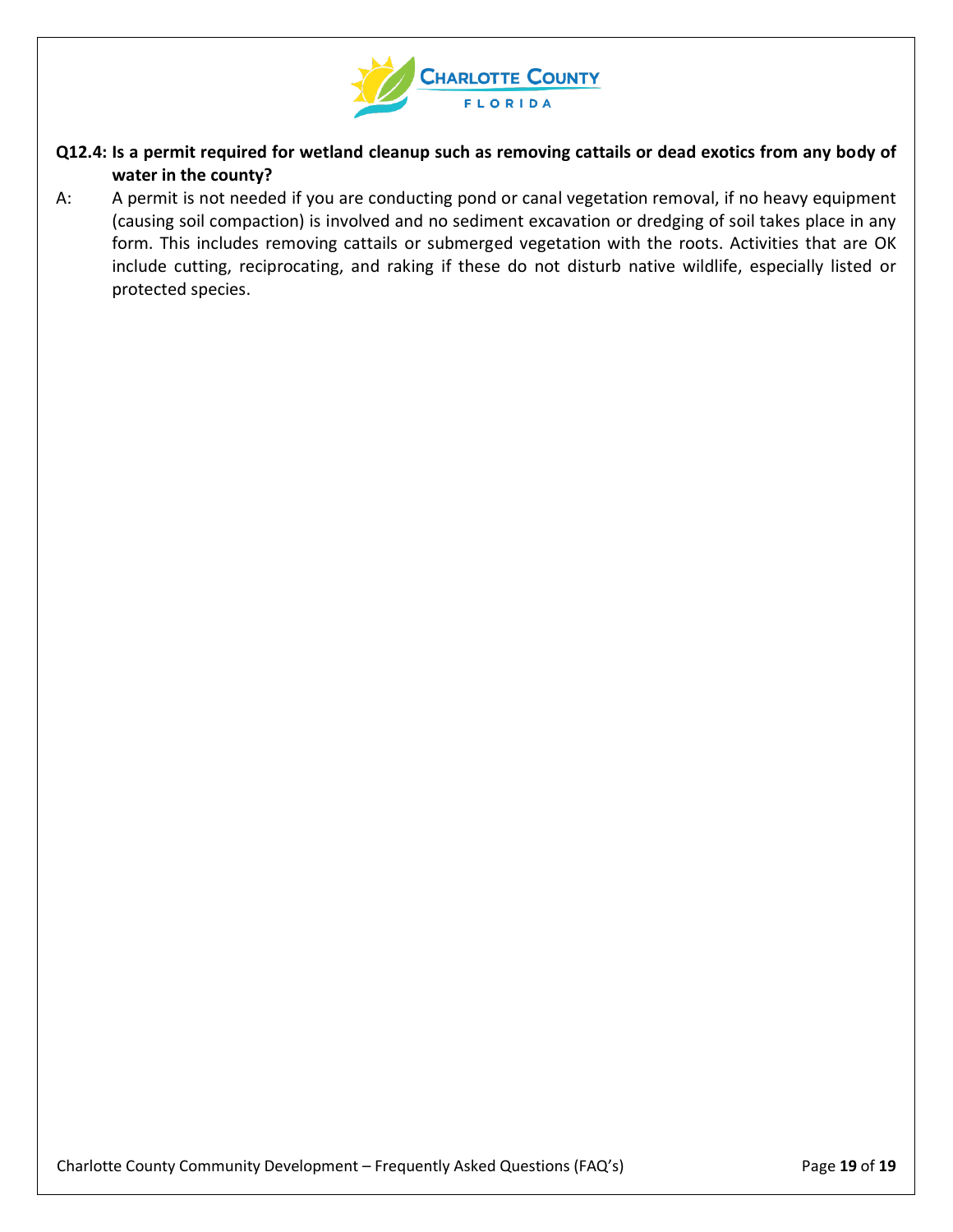**Q12.4: Is a permit required for wetland cleanup such as removing cattails or dead exotics from any body of water in the county?**

A: A permit is not needed if you are conducting pond or canal vegetation removal, if no heavy equipment (causing soil compaction) is involved and no sediment excavation or dredging of soil takes place in any form. This includes removing cattails or submerged vegetation with the roots. Activities that are OK include cutting, reciprocating, and raking if these do not disturb native wildlife, especially listed or protected species.